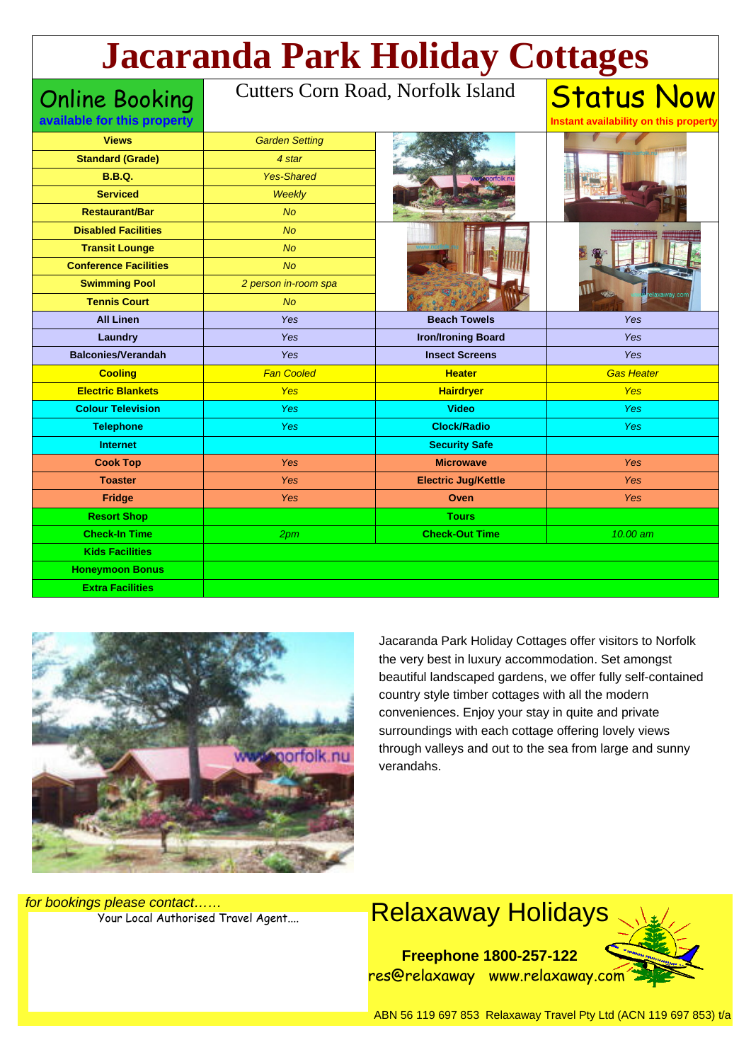# Jacaranda Park Holiday Cottages

**Online Booking**
**available for this property**

Cutters Corn Road, Norfolk Island

**Status Now**
**Instant availability on this property**

| | |
|---|---|
| **Views** | Garden Setting |
| **Standard (Grade)** | 4 star |
| **B.B.Q.** | Yes-Shared |
| **Serviced** | Weekly |
| **Restaurant/Bar** | No |
| **Disabled Facilities** | No |
| **Transit Lounge** | No |
| **Conference Facilities** | No |
| **Swimming Pool** | 2 person in-room spa |
| **Tennis Court** | No |

| | | | |
|---|---|---|---|
| **All Linen** | Yes | **Beach Towels** | Yes |
| **Laundry** | Yes | **Iron/Ironing Board** | Yes |
| **Balconies/Verandah** | Yes | **Insect Screens** | Yes |
| **Cooling** | Fan Cooled | **Heater** | Gas Heater |
| **Electric Blankets** | Yes | **Hairdryer** | Yes |
| **Colour Television** | Yes | **Video** | Yes |
| **Telephone** | Yes | **Clock/Radio** | Yes |
| **Internet** | | **Security Safe** | |
| **Cook Top** | Yes | **Microwave** | Yes |
| **Toaster** | Yes | **Electric Jug/Kettle** | Yes |
| **Fridge** | Yes | **Oven** | Yes |
| **Resort Shop** | | **Tours** | |
| **Check-In Time** | 2pm | **Check-Out Time** | 10.00 am |
| **Kids Facilities** | | | |
| **Honeymoon Bonus** | | | |
| **Extra Facilities** | | | |

Jacaranda Park Holiday Cottages offer visitors to Norfolk the very best in luxury accommodation. Set amongst beautiful landscaped gardens, we offer fully self-contained country style timber cottages with all the modern conveniences. Enjoy your stay in quite and private surroundings with each cottage offering lovely views through valleys and out to the sea from large and sunny verandahs.

*for bookings please contact……*

Your Local Authorised Travel Agent....

## Relaxaway Holidays

**Freephone 1800-257-122**

res@relaxaway www.relaxaway.com

ABN 56 119 697 853 Relaxaway Travel Pty Ltd (ACN 119 697 853) t/a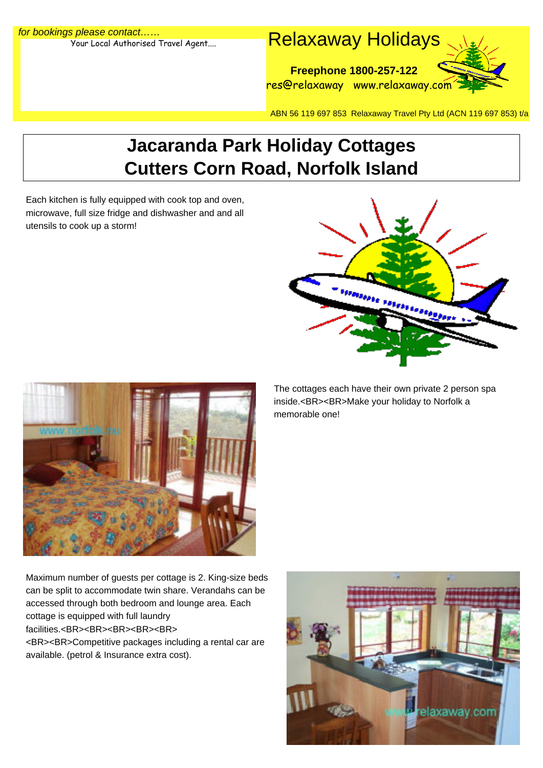*for bookings please contact……*

Your Local Authorised Travel Agent....

Relaxaway Holidays

**Freephone 1800-257-122**

res@relaxaway www.relaxaway.com

ABN 56 119 697 853 Relaxaway Travel Pty Ltd (ACN 119 697 853) t/a

# Jacaranda Park Holiday Cottages
# Cutters Corn Road, Norfolk Island

Each kitchen is fully equipped with cook top and oven, microwave, full size fridge and dishwasher and and all utensils to cook up a storm!

The cottages each have their own private 2 person spa inside.<BR><BR>Make your holiday to Norfolk a memorable one!

Maximum number of guests per cottage is 2. King-size beds can be split to accommodate twin share. Verandahs can be accessed through both bedroom and lounge area. Each cottage is equipped with full laundry facilities.<BR><BR><BR><BR><BR><BR><BR>Competitive packages including a rental car are available. (petrol & Insurance extra cost).